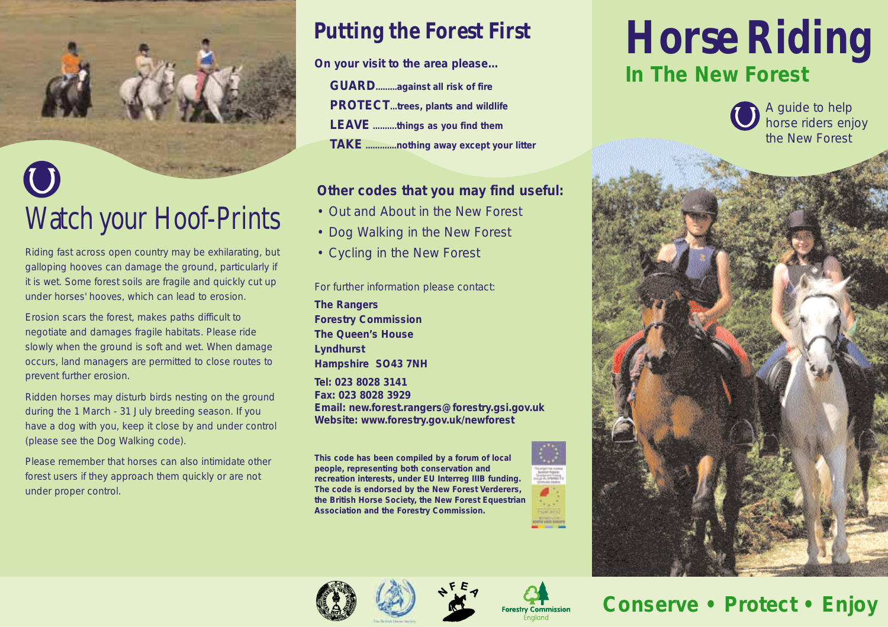# Horse Riding

## In The New Forest

A guide to help horse riders enjoy the New Forest

## Watch your Hoof-Prints

Riding fast across open country may be exhilarating, but galloping hooves can damage the ground, particularly if it is wet. Some forest soils are fragile and quickly cut up under horses' hooves, which can lead to erosion.

Erosion scars the forest, makes paths difficult to negotiate and damages fragile habitats. Please ride slowly when the ground is soft and wet. When damage occurs, land managers are permitted to close routes to prevent further erosion.

Ridden horses may disturb birds nesting on the ground during the 1 March - 31 July breeding season. If you have a dog with you, keep it close by and under control (please see the Dog Walking code).

Please remember that horses can also intimidate other forest users if they approach them quickly or are not under proper control.

## Putting the Forest First

**On your visit to the area please...**

**GUARD.........against all risk of fire**

**PROTECT...trees, plants and wildlife**

**LEAVE ..........things as you find them**

**TAKE .............nothing away except your litter**

### Other codes that you may find useful:

- Out and About in the New Forest
- Dog Walking in the New Forest
- Cycling in the New Forest

For further information please contact:

**The Rangers**
**Forestry Commission**
**The Queen's House**
**Lyndhurst**
**Hampshire SO43 7NH**

**Tel: 023 8028 3141**
**Fax: 023 8028 3929**
**Email: new.forest.rangers@forestry.gsi.gov.uk**
**Website: www.forestry.gov.uk/newforest**

**This code has been compiled by a forum of local people, representing both conservation and recreation interests, under EU Interreg IIIB funding. The code is endorsed by the New Forest Verderers, the British Horse Society, the New Forest Equestrian Association and the Forestry Commission.**

Forestry Commission England

## Conserve • Protect • Enjoy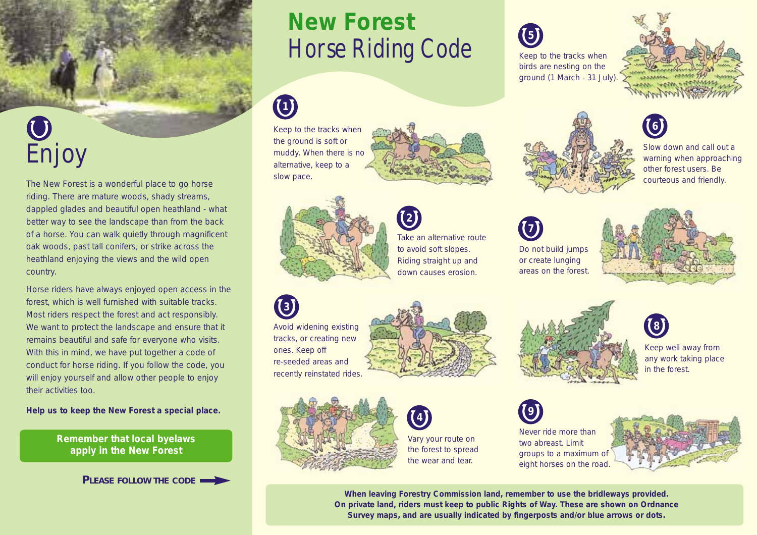# Enjoy

The New Forest is a wonderful place to go horse riding. There are mature woods, shady streams, dappled glades and beautiful open heathland - what better way to see the landscape than from the back of a horse. You can walk quietly through magnificent oak woods, past tall conifers, or strike across the heathland enjoying the views and the wild open country.

Horse riders have always enjoyed open access in the forest, which is well furnished with suitable tracks. Most riders respect the forest and act responsibly. We want to protect the landscape and ensure that it remains beautiful and safe for everyone who visits. With this in mind, we have put together a code of conduct for horse riding. If you follow the code, you will enjoy yourself and allow other people to enjoy their activities too.

**Help us to keep the New Forest a special place.**

**Remember that local byelaws apply in the New Forest**

**PLEASE FOLLOW THE CODE**

# New Forest Horse Riding Code

1. Keep to the tracks when the ground is soft or muddy. When there is no alternative, keep to a slow pace.

2. Take an alternative route to avoid soft slopes. Riding straight up and down causes erosion.

3. Avoid widening existing tracks, or creating new ones. Keep off re-seeded areas and recently reinstated rides.

4. Vary your route on the forest to spread the wear and tear.

5. Keep to the tracks when birds are nesting on the ground (1 March - 31 July).

6. Slow down and call out a warning when approaching other forest users. Be courteous and friendly.

7. Do not build jumps or create lunging areas on the forest.

8. Keep well away from any work taking place in the forest.

9. Never ride more than two abreast. Limit groups to a maximum of eight horses on the road.

**When leaving Forestry Commission land, remember to use the bridleways provided. On private land, riders must keep to public Rights of Way. These are shown on Ordnance Survey maps, and are usually indicated by fingerposts and/or blue arrows or dots.**